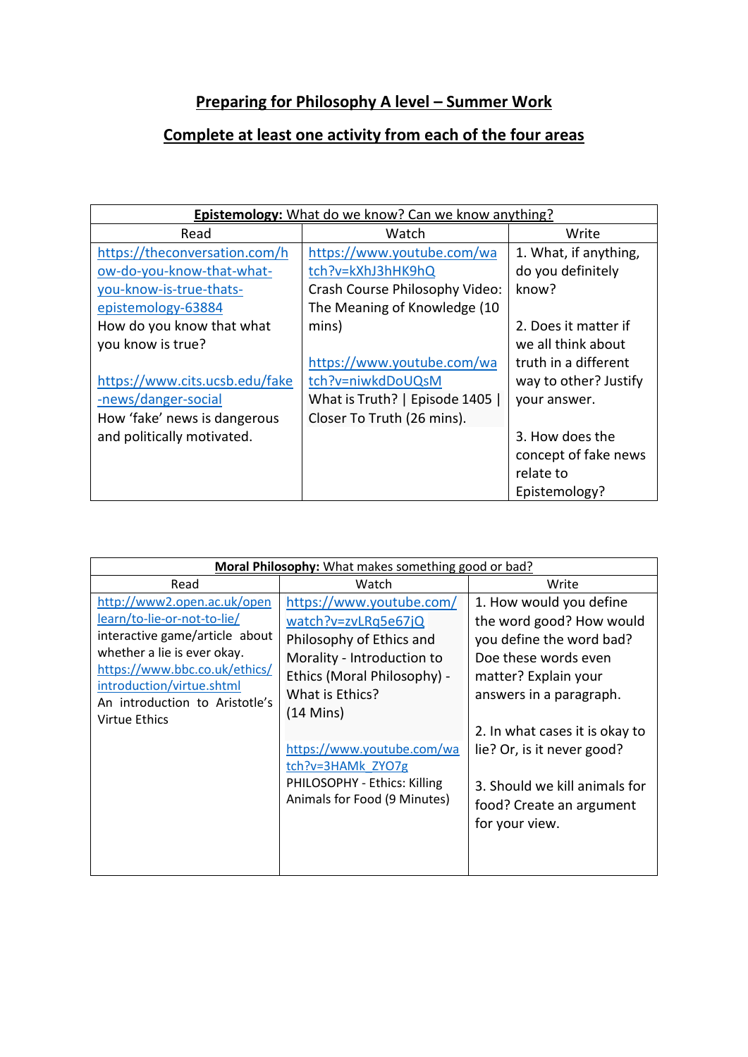# **Preparing for Philosophy A level – Summer Work**

## **Complete at least one activity from each of the four areas**

| **Epistemology:** What do we know? Can we know anything? | | |
|---|---|---|
| Read | Watch | Write |
| https://theconversation.com/how-do-you-know-that-what-you-know-is-true-thats-epistemology-63884 How do you know that what you know is true?<br><br>https://www.cits.ucsb.edu/fake-news/danger-social How 'fake' news is dangerous and politically motivated. | https://www.youtube.com/watch?v=kXhJ3hHK9hQ Crash Course Philosophy Video: The Meaning of Knowledge (10 mins)<br><br>https://www.youtube.com/watch?v=niwkdDoUQsM What is Truth? \| Episode 1405 \| Closer To Truth (26 mins). | 1. What, if anything, do you definitely know?<br><br>2. Does it matter if we all think about truth in a different way to other? Justify your answer.<br><br>3. How does the concept of fake news relate to Epistemology? |

| **Moral Philosophy:** What makes something good or bad? | | |
|---|---|---|
| Read | Watch | Write |
| http://www2.open.ac.uk/openlearn/to-lie-or-not-to-lie/ interactive game/article about whether a lie is ever okay.<br>https://www.bbc.co.uk/ethics/introduction/virtue.shtml An introduction to Aristotle's Virtue Ethics | https://www.youtube.com/watch?v=zvLRq5e67jQ Philosophy of Ethics and Morality - Introduction to Ethics (Moral Philosophy) - What is Ethics? (14 Mins)<br><br>https://www.youtube.com/watch?v=3HAMk_ZYO7g PHILOSOPHY - Ethics: Killing Animals for Food (9 Minutes) | 1. How would you define the word good? How would you define the word bad? Doe these words even matter? Explain your answers in a paragraph.<br><br>2. In what cases it is okay to lie? Or, is it never good?<br><br>3. Should we kill animals for food? Create an argument for your view. |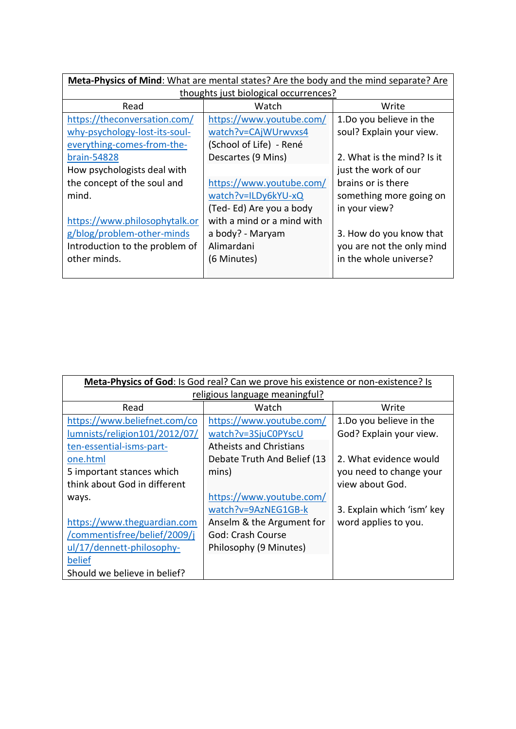| **Meta-Physics of Mind**: What are mental states? Are the body and the mind separate? Are thoughts just biological occurrences? | | |
|---|---|---|
| Read | Watch | Write |
| https://theconversation.com/why-psychology-lost-its-soul-everything-comes-from-the-brain-54828 How psychologists deal with the concept of the soul and mind.<br><br>https://www.philosophytalk.org/blog/problem-other-minds Introduction to the problem of other minds. | https://www.youtube.com/watch?v=CAjWUrwvxs4 (School of Life) - René Descartes (9 Mins)<br><br>https://www.youtube.com/watch?v=ILDy6kYU-xQ (Ted- Ed) Are you a body with a mind or a mind with a body? - Maryam Alimardani (6 Minutes) | 1.Do you believe in the soul? Explain your view.<br><br>2. What is the mind? Is it just the work of our brains or is there something more going on in your view?<br><br>3. How do you know that you are not the only mind in the whole universe? |

| **Meta-Physics of God**: Is God real? Can we prove his existence or non-existence? Is religious language meaningful? | | |
|---|---|---|
| Read | Watch | Write |
| https://www.beliefnet.com/columnists/religion101/2012/07/ten-essential-isms-part-one.html 5 important stances which think about God in different ways.<br><br>https://www.theguardian.com/commentisfree/belief/2009/jul/17/dennett-philosophy-belief Should we believe in belief? | https://www.youtube.com/watch?v=3SjuC0PYscU Atheists and Christians Debate Truth And Belief (13 mins)<br><br>https://www.youtube.com/watch?v=9AzNEG1GB-k Anselm & the Argument for God: Crash Course Philosophy (9 Minutes) | 1.Do you believe in the God? Explain your view.<br><br>2. What evidence would you need to change your view about God.<br><br>3. Explain which 'ism' key word applies to you. |